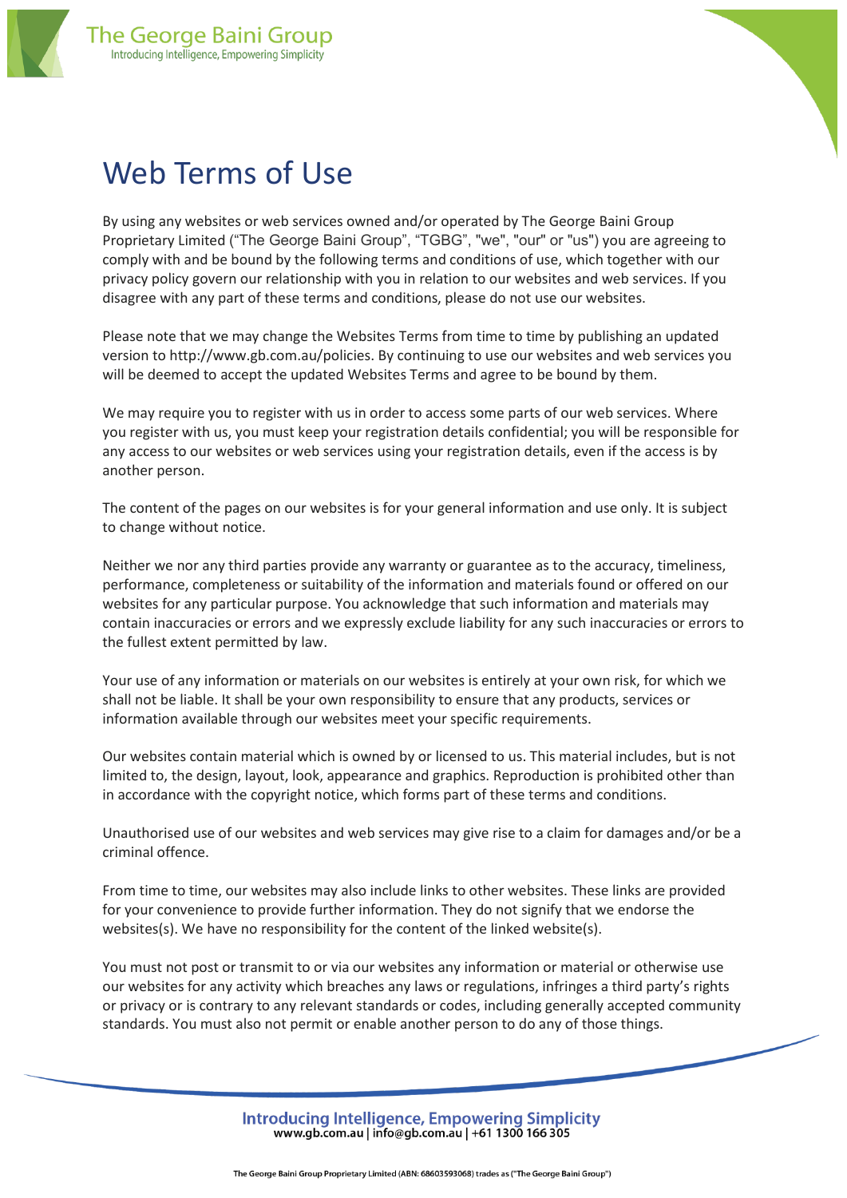# Web Terms of Use

By using any websites or web services owned and/or operated by The George Baini Group Proprietary Limited ("The George Baini Group", "TGBG", "we", "our" or "us") you are agreeing to comply with and be bound by the following terms and conditions of use, which together with our privacy policy govern our relationship with you in relation to our websites and web services. If you disagree with any part of these terms and conditions, please do not use our websites.

Please note that we may change the Websites Terms from time to time by publishing an updated version to http://www.gb.com.au/policies. By continuing to use our websites and web services you will be deemed to accept the updated Websites Terms and agree to be bound by them.

We may require you to register with us in order to access some parts of our web services. Where you register with us, you must keep your registration details confidential; you will be responsible for any access to our websites or web services using your registration details, even if the access is by another person.

The content of the pages on our websites is for your general information and use only. It is subject to change without notice.

Neither we nor any third parties provide any warranty or guarantee as to the accuracy, timeliness, performance, completeness or suitability of the information and materials found or offered on our websites for any particular purpose. You acknowledge that such information and materials may contain inaccuracies or errors and we expressly exclude liability for any such inaccuracies or errors to the fullest extent permitted by law.

Your use of any information or materials on our websites is entirely at your own risk, for which we shall not be liable. It shall be your own responsibility to ensure that any products, services or information available through our websites meet your specific requirements.

Our websites contain material which is owned by or licensed to us. This material includes, but is not limited to, the design, layout, look, appearance and graphics. Reproduction is prohibited other than in accordance with the copyright notice, which forms part of these terms and conditions.

Unauthorised use of our websites and web services may give rise to a claim for damages and/or be a criminal offence.

From time to time, our websites may also include links to other websites. These links are provided for your convenience to provide further information. They do not signify that we endorse the websites(s). We have no responsibility for the content of the linked website(s).

You must not post or transmit to or via our websites any information or material or otherwise use our websites for any activity which breaches any laws or regulations, infringes a third party's rights or privacy or is contrary to any relevant standards or codes, including generally accepted community standards. You must also not permit or enable another person to do any of those things.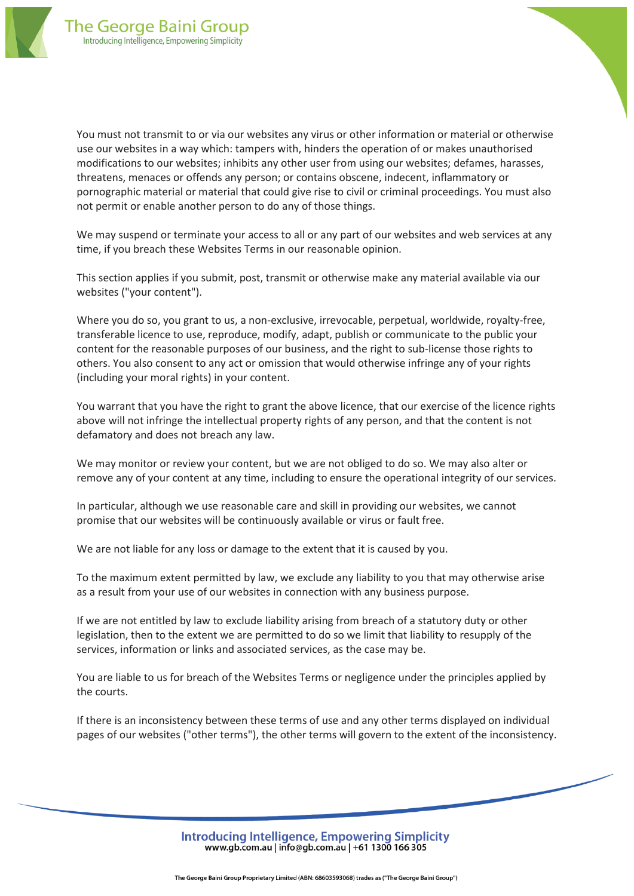You must not transmit to or via our websites any virus or other information or material or otherwise use our websites in a way which: tampers with, hinders the operation of or makes unauthorised modifications to our websites; inhibits any other user from using our websites; defames, harasses, threatens, menaces or offends any person; or contains obscene, indecent, inflammatory or pornographic material or material that could give rise to civil or criminal proceedings. You must also not permit or enable another person to do any of those things.

We may suspend or terminate your access to all or any part of our websites and web services at any time, if you breach these Websites Terms in our reasonable opinion.

This section applies if you submit, post, transmit or otherwise make any material available via our websites ("your content").

Where you do so, you grant to us, a non-exclusive, irrevocable, perpetual, worldwide, royalty-free, transferable licence to use, reproduce, modify, adapt, publish or communicate to the public your content for the reasonable purposes of our business, and the right to sub-license those rights to others. You also consent to any act or omission that would otherwise infringe any of your rights (including your moral rights) in your content.

You warrant that you have the right to grant the above licence, that our exercise of the licence rights above will not infringe the intellectual property rights of any person, and that the content is not defamatory and does not breach any law.

We may monitor or review your content, but we are not obliged to do so. We may also alter or remove any of your content at any time, including to ensure the operational integrity of our services.

In particular, although we use reasonable care and skill in providing our websites, we cannot promise that our websites will be continuously available or virus or fault free.

We are not liable for any loss or damage to the extent that it is caused by you.

To the maximum extent permitted by law, we exclude any liability to you that may otherwise arise as a result from your use of our websites in connection with any business purpose.

If we are not entitled by law to exclude liability arising from breach of a statutory duty or other legislation, then to the extent we are permitted to do so we limit that liability to resupply of the services, information or links and associated services, as the case may be.

You are liable to us for breach of the Websites Terms or negligence under the principles applied by the courts.

If there is an inconsistency between these terms of use and any other terms displayed on individual pages of our websites ("other terms"), the other terms will govern to the extent of the inconsistency.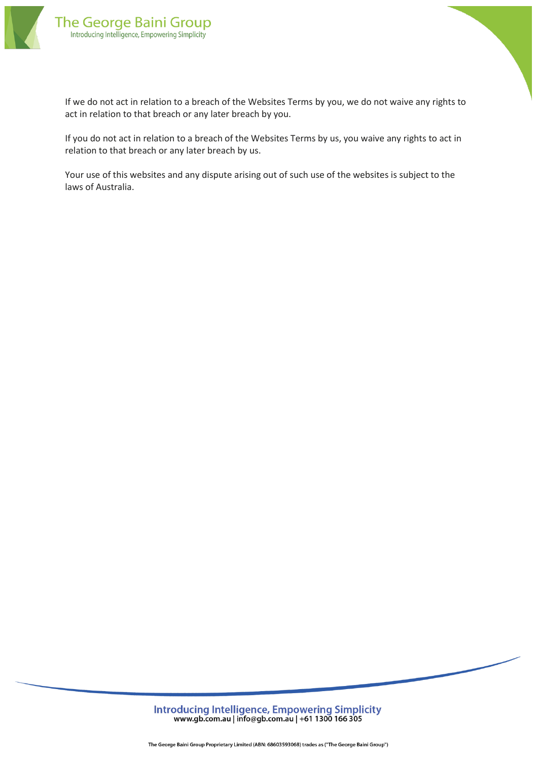If we do not act in relation to a breach of the Websites Terms by you, we do not waive any rights to act in relation to that breach or any later breach by you.

If you do not act in relation to a breach of the Websites Terms by us, you waive any rights to act in relation to that breach or any later breach by us.

Your use of this websites and any dispute arising out of such use of the websites is subject to the laws of Australia.